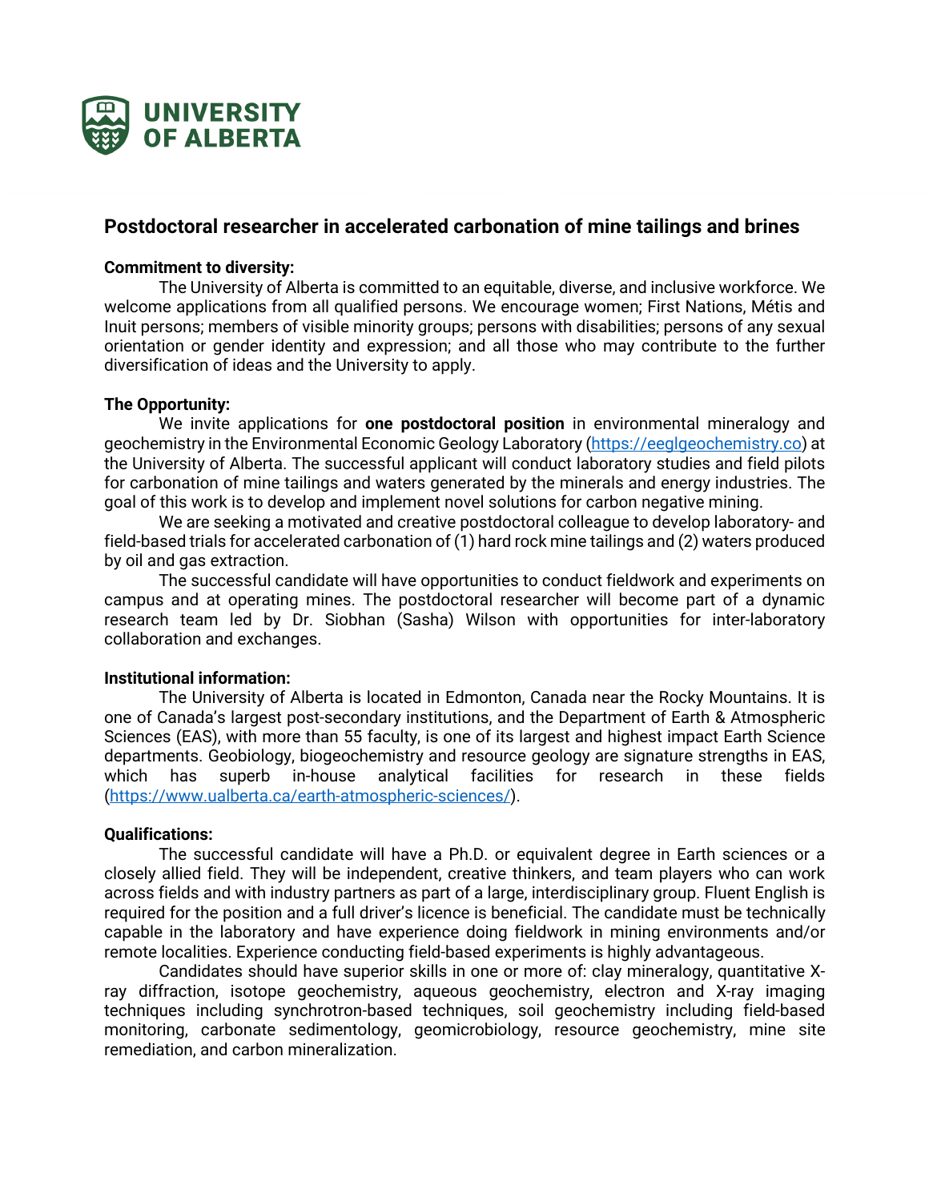UNIVERSITY OF ALBERTA

# Postdoctoral researcher in accelerated carbonation of mine tailings and brines

**Commitment to diversity:**

The University of Alberta is committed to an equitable, diverse, and inclusive workforce. We welcome applications from all qualified persons. We encourage women; First Nations, Métis and Inuit persons; members of visible minority groups; persons with disabilities; persons of any sexual orientation or gender identity and expression; and all those who may contribute to the further diversification of ideas and the University to apply.

**The Opportunity:**

We invite applications for **one postdoctoral position** in environmental mineralogy and geochemistry in the Environmental Economic Geology Laboratory (https://eeglgeochemistry.co) at the University of Alberta. The successful applicant will conduct laboratory studies and field pilots for carbonation of mine tailings and waters generated by the minerals and energy industries. The goal of this work is to develop and implement novel solutions for carbon negative mining.

We are seeking a motivated and creative postdoctoral colleague to develop laboratory- and field-based trials for accelerated carbonation of (1) hard rock mine tailings and (2) waters produced by oil and gas extraction.

The successful candidate will have opportunities to conduct fieldwork and experiments on campus and at operating mines. The postdoctoral researcher will become part of a dynamic research team led by Dr. Siobhan (Sasha) Wilson with opportunities for inter-laboratory collaboration and exchanges.

**Institutional information:**

The University of Alberta is located in Edmonton, Canada near the Rocky Mountains. It is one of Canada's largest post-secondary institutions, and the Department of Earth & Atmospheric Sciences (EAS), with more than 55 faculty, is one of its largest and highest impact Earth Science departments. Geobiology, biogeochemistry and resource geology are signature strengths in EAS, which has superb in-house analytical facilities for research in these fields (https://www.ualberta.ca/earth-atmospheric-sciences/).

**Qualifications:**

The successful candidate will have a Ph.D. or equivalent degree in Earth sciences or a closely allied field. They will be independent, creative thinkers, and team players who can work across fields and with industry partners as part of a large, interdisciplinary group. Fluent English is required for the position and a full driver's licence is beneficial. The candidate must be technically capable in the laboratory and have experience doing fieldwork in mining environments and/or remote localities. Experience conducting field-based experiments is highly advantageous.

Candidates should have superior skills in one or more of: clay mineralogy, quantitative X-ray diffraction, isotope geochemistry, aqueous geochemistry, electron and X-ray imaging techniques including synchrotron-based techniques, soil geochemistry including field-based monitoring, carbonate sedimentology, geomicrobiology, resource geochemistry, mine site remediation, and carbon mineralization.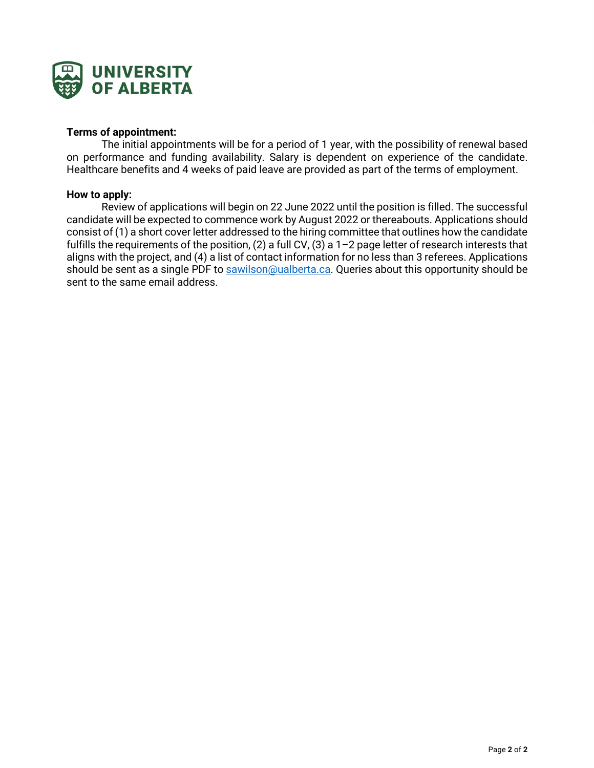**Terms of appointment:**

The initial appointments will be for a period of 1 year, with the possibility of renewal based on performance and funding availability. Salary is dependent on experience of the candidate. Healthcare benefits and 4 weeks of paid leave are provided as part of the terms of employment.

**How to apply:**

Review of applications will begin on 22 June 2022 until the position is filled. The successful candidate will be expected to commence work by August 2022 or thereabouts. Applications should consist of (1) a short cover letter addressed to the hiring committee that outlines how the candidate fulfills the requirements of the position, (2) a full CV, (3) a 1–2 page letter of research interests that aligns with the project, and (4) a list of contact information for no less than 3 referees. Applications should be sent as a single PDF to sawilson@ualberta.ca. Queries about this opportunity should be sent to the same email address.